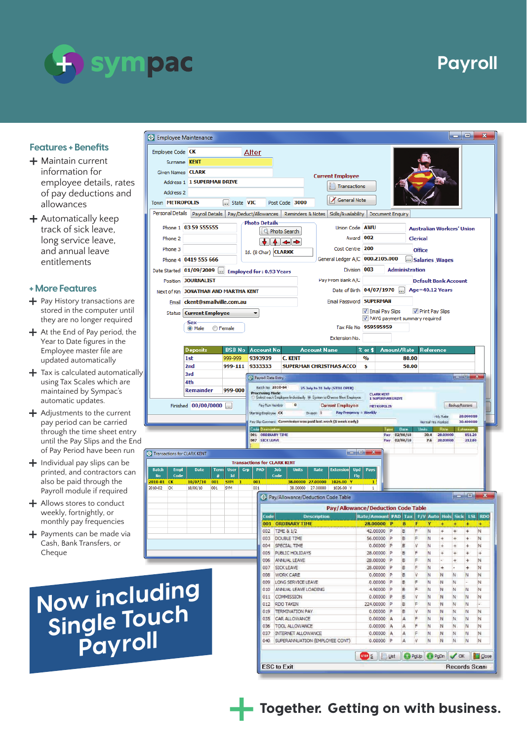sympac

# Payroll

## Features + Benefits

- Maintain current information for employee details, rates of pay deductions and allowances
- Automatically keep track of sick leave, long service leave, and annual leave entitlements

## + More Features

- Pay History transactions are stored in the computer until they are no longer required
- At the End of Pay period, the Year to Date figures in the Employee master file are updated automatically
- Tax is calculated automatically using Tax Scales which are maintained by Sympac's automatic updates.
- Adjustments to the current pay period can be carried through the time sheet entry until the Pay Slips and the End of Pay Period have been run
- Individual pay slips can be printed, and contractors can also be paid through the Payroll module if required
- Allows stores to conduct weekly, fortnightly, or monthly pay frequencies
- Payments can be made via Cash, Bank Transfers, or Cheque

**Now including Single Touch Payroll**

**Together. Getting on with business.**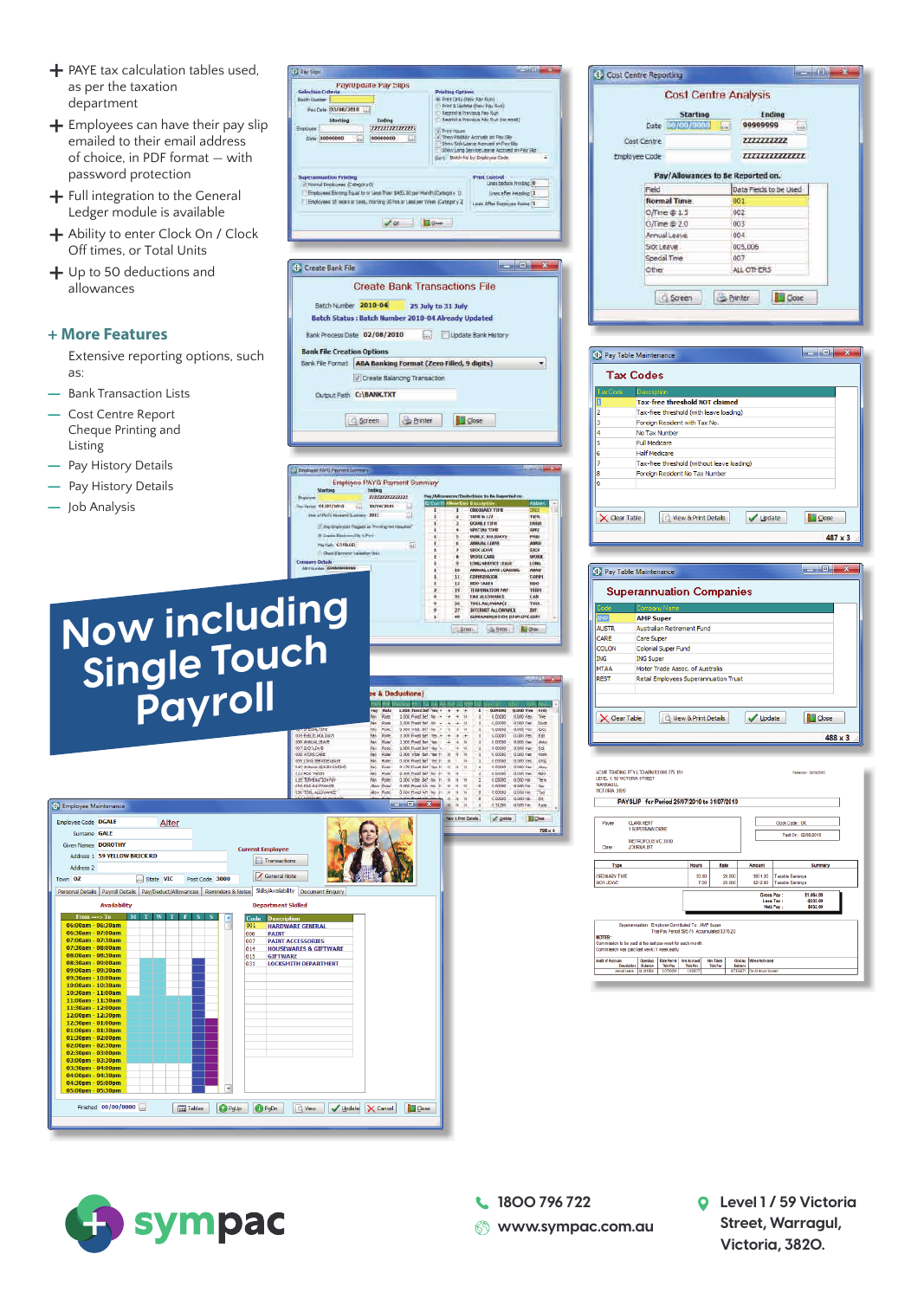- PAYE tax calculation tables used, as per the taxation department
- Employees can have their pay slip emailed to their email address of choice, in PDF format — with password protection
- Full integration to the General Ledger module is available
- Ability to enter Clock On / Clock Off times, or Total Units
- Up to 50 deductions and allowances

## + More Features

Extensive reporting options, such as:

- Bank Transaction Lists
- Cost Centre Report Cheque Printing and Listing
- Pay History Details
- Pay History Details
- Job Analysis

**Now including Single Touch Payroll**

sympac

1800 796 722

www.sympac.com.au

Level 1 / 59 Victoria Street, Warragul, Victoria, 3820.